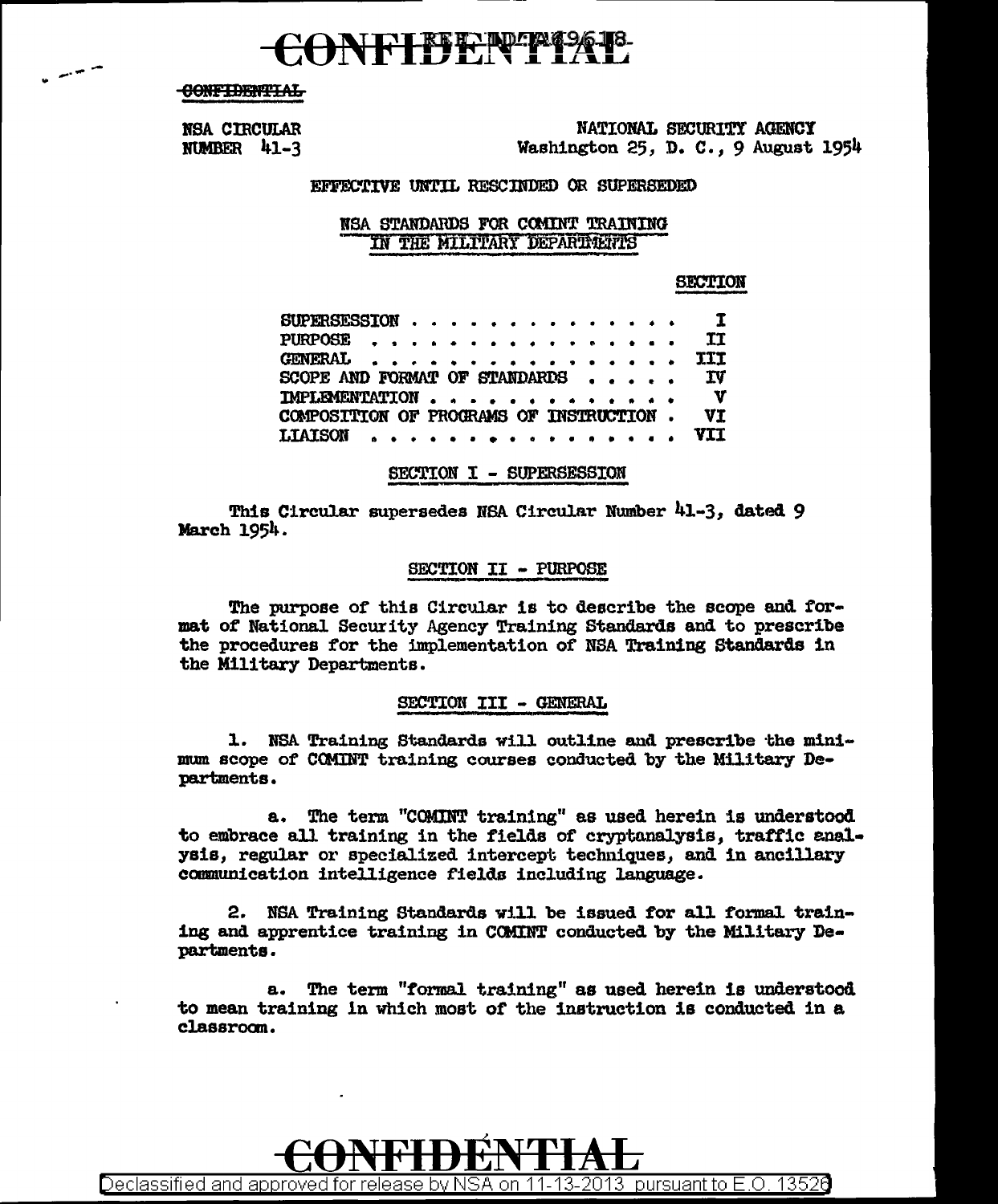CONFIDENTIAL

REF ID:A496148

CONFIDENTIAL

NSA CIRCULAR
NUMBER 41-3

NATIONAL SECURITY AGENCY
Washington 25, D. C., 9 August 1954

EFFECTIVE UNTIL RESCINDED OR SUPERSEDED

NSA STANDARDS FOR COMINT TRAINING
IN THE MILITARY DEPARTMENTS

| | SECTION |
|---|---|
| SUPERSESSION . . . . . . . . . . . . . . . | I |
| PURPOSE . . . . . . . . . . . . . . . . | II |
| GENERAL . . . . . . . . . . . . . . . . | III |
| SCOPE AND FORMAT OF STANDARDS . . . . . | IV |
| IMPLEMENTATION . . . . . . . . . . . . . | V |
| COMPOSITION OF PROGRAMS OF INSTRUCTION . | VI |
| LIAISON . . . . . . . . . . . . . . . . | VII |

## SECTION I - SUPERSESSION

This Circular supersedes NSA Circular Number 41-3, dated 9 March 1954.

## SECTION II - PURPOSE

The purpose of this Circular is to describe the scope and format of National Security Agency Training Standards and to prescribe the procedures for the implementation of NSA Training Standards in the Military Departments.

## SECTION III - GENERAL

1. NSA Training Standards will outline and prescribe the minimum scope of COMINT training courses conducted by the Military Departments.

a. The term "COMINT training" as used herein is understood to embrace all training in the fields of cryptanalysis, traffic analysis, regular or specialized intercept techniques, and in ancillary communication intelligence fields including language.

2. NSA Training Standards will be issued for all formal training and apprentice training in COMINT conducted by the Military Departments.

a. The term "formal training" as used herein is understood to mean training in which most of the instruction is conducted in a classroom.

CONFIDENTIAL

Declassified and approved for release by NSA on 11-13-2013 pursuant to E.O. 13526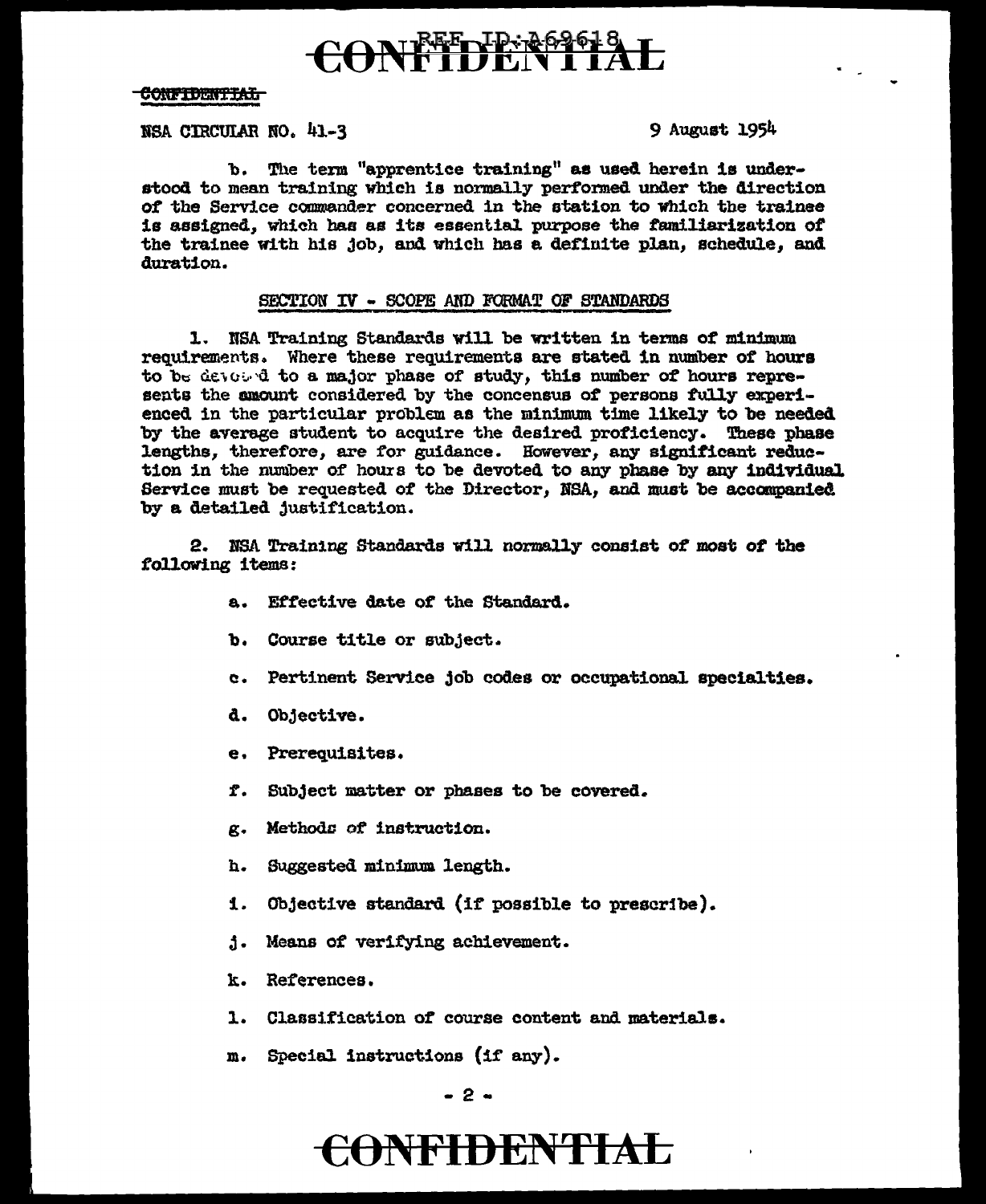NSA CIRCULAR NO. 41-3 9 August 1954

b. The term "apprentice training" as used herein is understood to mean training which is normally performed under the direction of the Service commander concerned in the station to which the trainee is assigned, which has as its essential purpose the familiarization of the trainee with his job, and which has a definite plan, schedule, and duration.

## SECTION IV - SCOPE AND FORMAT OF STANDARDS

1. NSA Training Standards will be written in terms of minimum requirements. Where these requirements are stated in number of hours to be devoted to a major phase of study, this number of hours represents the amount considered by the concensus of persons fully experienced in the particular problem as the minimum time likely to be needed by the average student to acquire the desired proficiency. These phase lengths, therefore, are for guidance. However, any significant reduction in the number of hours to be devoted to any phase by any individual Service must be requested of the Director, NSA, and must be accompanied by a detailed justification.

2. NSA Training Standards will normally consist of most of the following items:

a. Effective date of the Standard.

b. Course title or subject.

c. Pertinent Service job codes or occupational specialties.

d. Objective.

e. Prerequisites.

f. Subject matter or phases to be covered.

g. Methods of instruction.

h. Suggested minimum length.

i. Objective standard (if possible to prescribe).

j. Means of verifying achievement.

k. References.

l. Classification of course content and materials.

m. Special instructions (if any).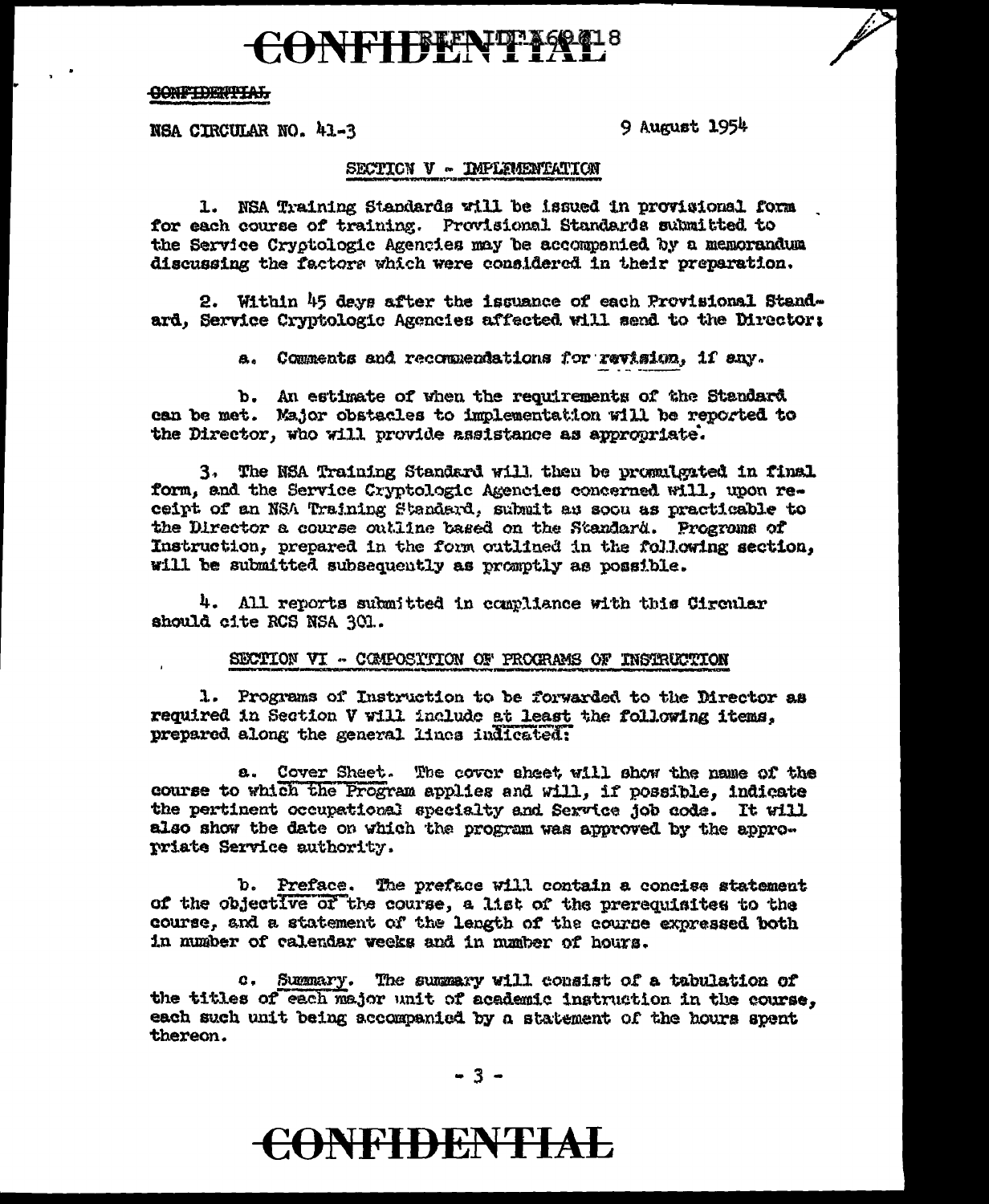CONFIDENTIAL

NSA CIRCULAR NO. 41-3 9 August 1954

SECTION V - IMPLEMENTATION

1. NSA Training Standards will be issued in provisional form for each course of training. Provisional Standards submitted to the Service Cryptologic Agencies may be accompanied by a memorandum discussing the factors which were considered in their preparation.

2. Within 45 days after the issuance of each Provisional Standard, Service Cryptologic Agencies affected will send to the Director:

a. Comments and recommendations for revision, if any.

b. An estimate of when the requirements of the Standard can be met. Major obstacles to implementation will be reported to the Director, who will provide assistance as appropriate.

3. The NSA Training Standard will then be promulgated in final form, and the Service Cryptologic Agencies concerned will, upon receipt of an NSA Training Standard, submit as soon as practicable to the Director a course outline based on the Standard. Programs of Instruction, prepared in the form outlined in the following section, will be submitted subsequently as promptly as possible.

4. All reports submitted in compliance with this Circular should cite RCS NSA 301.

SECTION VI - COMPOSITION OF PROGRAMS OF INSTRUCTION

1. Programs of Instruction to be forwarded to the Director as required in Section V will include at least the following items, prepared along the general lines indicated:

a. Cover Sheet. The cover sheet will show the name of the course to which the Program applies and will, if possible, indicate the pertinent occupational specialty and Service job code. It will also show the date on which the program was approved by the appropriate Service authority.

b. Preface. The preface will contain a concise statement of the objective of the course, a list of the prerequisites to the course, and a statement of the length of the course expressed both in number of calendar weeks and in number of hours.

c. Summary. The summary will consist of a tabulation of the titles of each major unit of academic instruction in the course, each such unit being accompanied by a statement of the hours spent thereon.

CONFIDENTIAL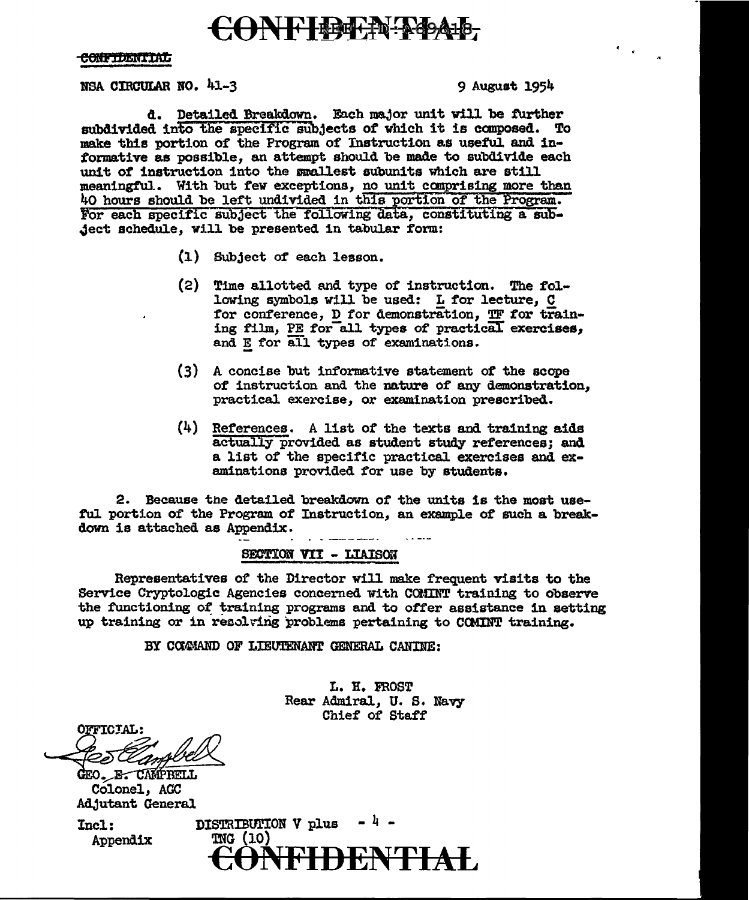CONFIDENTIAL

NSA CIRCULAR NO. 41-3 9 August 1954

d. Detailed Breakdown. Each major unit will be further subdivided into the specific subjects of which it is composed. To make this portion of the Program of Instruction as useful and informative as possible, an attempt should be made to subdivide each unit of instruction into the smallest subunits which are still meaningful. With but few exceptions, no unit comprising more than 40 hours should be left undivided in this portion of the Program. For each specific subject the following data, constituting a subject schedule, will be presented in tabular form:

(1) Subject of each lesson.

(2) Time allotted and type of instruction. The following symbols will be used: L for lecture, C for conference, D for demonstration, TF for training film, PE for all types of practical exercises, and E for all types of examinations.

(3) A concise but informative statement of the scope of instruction and the nature of any demonstration, practical exercise, or examination prescribed.

(4) References. A list of the texts and training aids actually provided as student study references; and a list of the specific practical exercises and examinations provided for use by students.

2. Because the detailed breakdown of the units is the most useful portion of the Program of Instruction, an example of such a breakdown is attached as Appendix.

## SECTION VII - LIAISON

Representatives of the Director will make frequent visits to the Service Cryptologic Agencies concerned with COMINT training to observe the functioning of training programs and to offer assistance in setting up training or in resolving problems pertaining to COMINT training.

BY COMMAND OF LIEUTENANT GENERAL CANINE:

L. H. FROST
Rear Admiral, U. S. Navy
Chief of Staff

OFFICIAL:

GEO. E. CAMPBELL
Colonel, AGC
Adjutant General

Incl:
Appendix

DISTRIBUTION V plus
TNG (10)

CONFIDENTIAL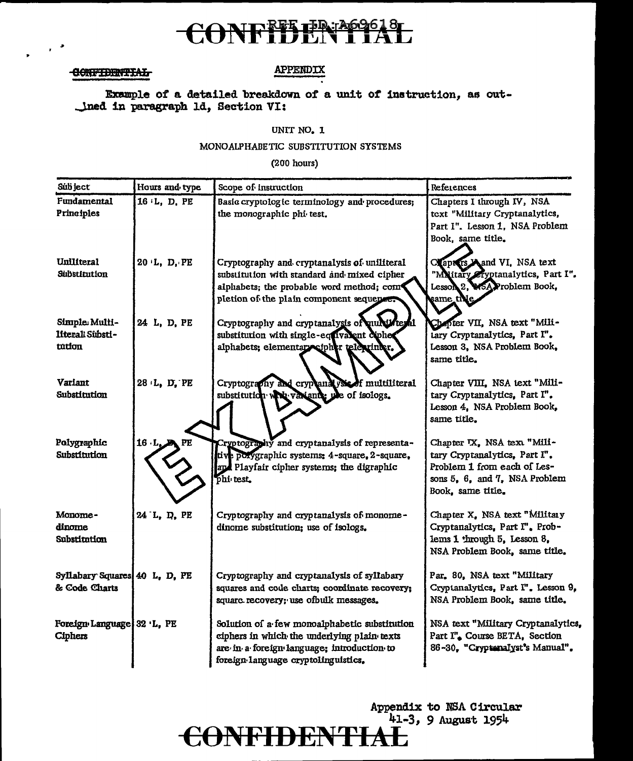CONFIDENTIAL

CONFIDENTIAL

APPENDIX

Example of a detailed breakdown of a unit of instruction, as outlined in paragraph 1d, Section VI:

UNIT NO. 1

MONOALPHABETIC SUBSTITUTION SYSTEMS

(200 hours)

| Subject | Hours and type | Scope of instruction | References |
|---|---|---|---|
| Fundamental Principles | 16 L, D, PE | Basic cryptologic terminology and procedures; the monographic phi test. | Chapters I through IV, NSA text "Military Cryptanalytics, Part I". Lesson 1, NSA Problem Book, same title. |
| Uniliteral Substitution | 20 L, D, PE | Cryptography and cryptanalysis of uniliteral substitution with standard and mixed cipher alphabets; the probable word method; completion of the plain component sequence. | Chapters V and VI, NSA text "Military Cryptanalytics, Part I". Lesson 2, NSA Problem Book, same title. |
| Simple Multiliteral Substitution | 24 L, D, PE | Cryptography and cryptanalysis of multiliteral substitution with single-equivalent cipher alphabets; elementary cipher teleprinter. | Chapter VII, NSA text "Military Cryptanalytics, Part I". Lesson 3, NSA Problem Book, same title. |
| Variant Substitution | 28 L, D, PE | Cryptography and cryptanalysis of multiliteral substitution with variants; use of isologs. | Chapter VIII, NSA text "Military Cryptanalytics, Part I". Lesson 4, NSA Problem Book, same title. |
| Polygraphic Substitution | 16 L, D, PE | Cryptography and cryptanalysis of representative polygraphic systems: 4-square, 2-square, and Playfair cipher systems; the digraphic phi test. | Chapter IX, NSA text "Military Cryptanalytics, Part I". Problem 1 from each of Lessons 5, 6, and 7, NSA Problem Book, same title. |
| Monome-dinome Substitution | 24 L, D, PE | Cryptography and cryptanalysis of monome-dinome substitution; use of isologs. | Chapter X, NSA text "Military Cryptanalytics, Part I". Problems 1 through 5, Lesson 8, NSA Problem Book, same title. |
| Syllabary Squares & Code Charts | 40 L, D, PE | Cryptography and cryptanalysis of syllabary squares and code charts; coordinate recovery; square recovery; use of bulk messages. | Par. 80, NSA text "Military Cryptanalytics, Part I". Lesson 9, NSA Problem Book, same title. |
| Foreign Language Ciphers | 32 L, PE | Solution of a few monoalphabetic substitution ciphers in which the underlying plain texts are in a foreign language; introduction to foreign-language cryptolinguistics. | NSA text "Military Cryptanalytics, Part I". Course BETA, Section 86-30, "Cryptanalyst's Manual". |

EXAMPLE

Appendix to NSA Circular 41-3, 9 August 1954

CONFIDENTIAL